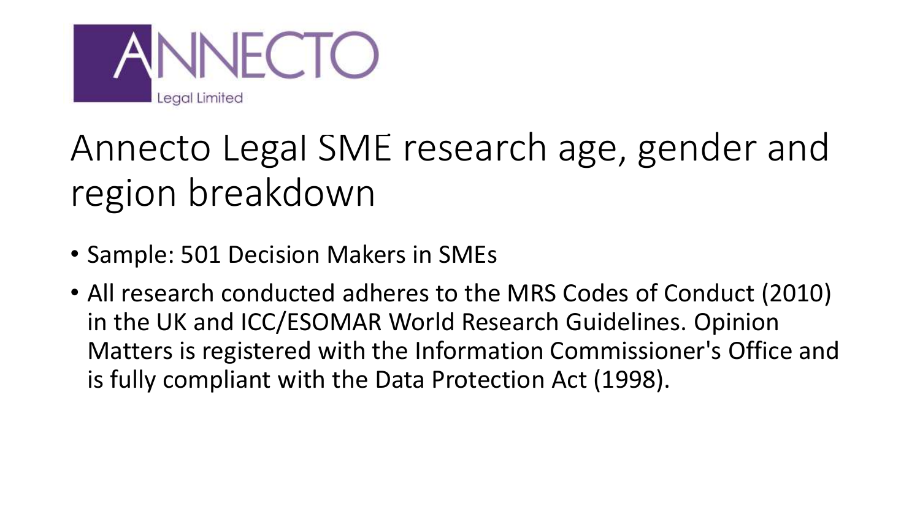ANNECTO
Legal Limited

# Annecto Legal SME research age, gender and region breakdown

- Sample: 501 Decision Makers in SMEs
- All research conducted adheres to the MRS Codes of Conduct (2010) in the UK and ICC/ESOMAR World Research Guidelines. Opinion Matters is registered with the Information Commissioner's Office and is fully compliant with the Data Protection Act (1998).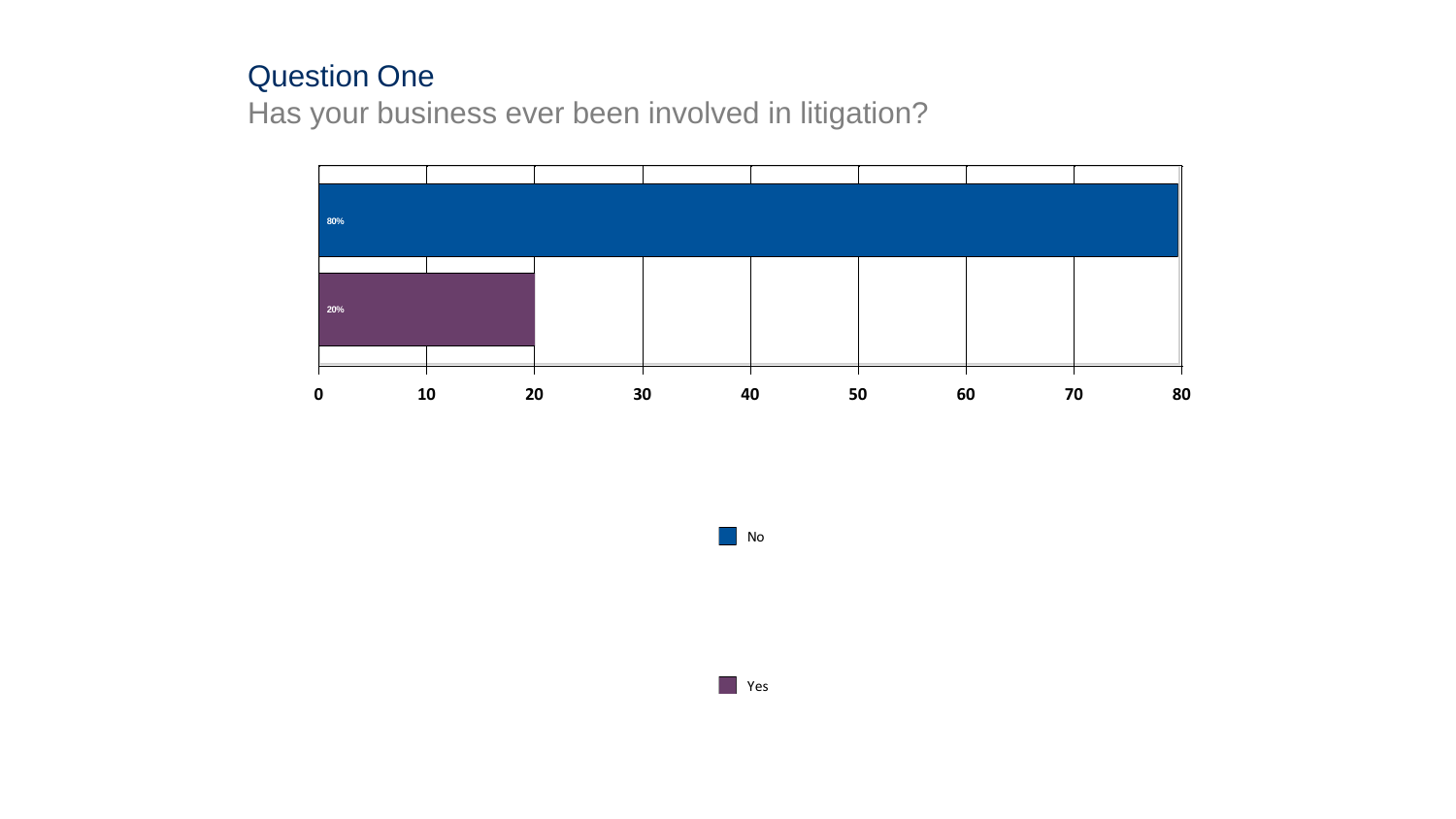# Question One

Has your business ever been involved in litigation?

| Response | Percentage |
| --- | --- |
| No | 80% |
| Yes | 20% |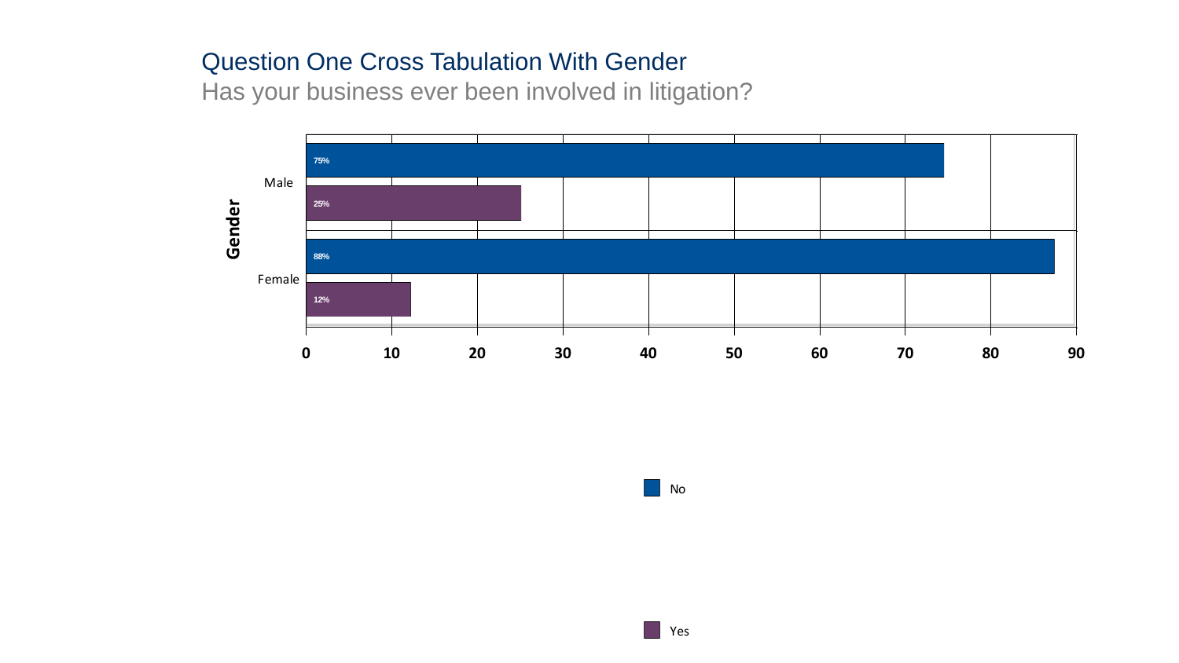# Question One Cross Tabulation With Gender

## Has your business ever been involved in litigation?

| Gender | No | Yes |
|---|---|---|
| Male | 75% | 25% |
| Female | 88% | 12% |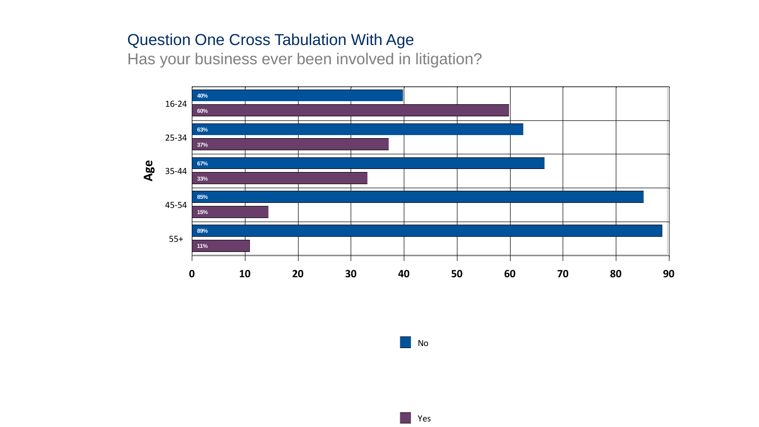# Question One Cross Tabulation With Age

## Has your business ever been involved in litigation?

| Age | No | Yes |
|---|---|---|
| 16-24 | 40% | 60% |
| 25-34 | 63% | 37% |
| 35-44 | 67% | 33% |
| 45-54 | 85% | 15% |
| 55+ | 89% | 11% |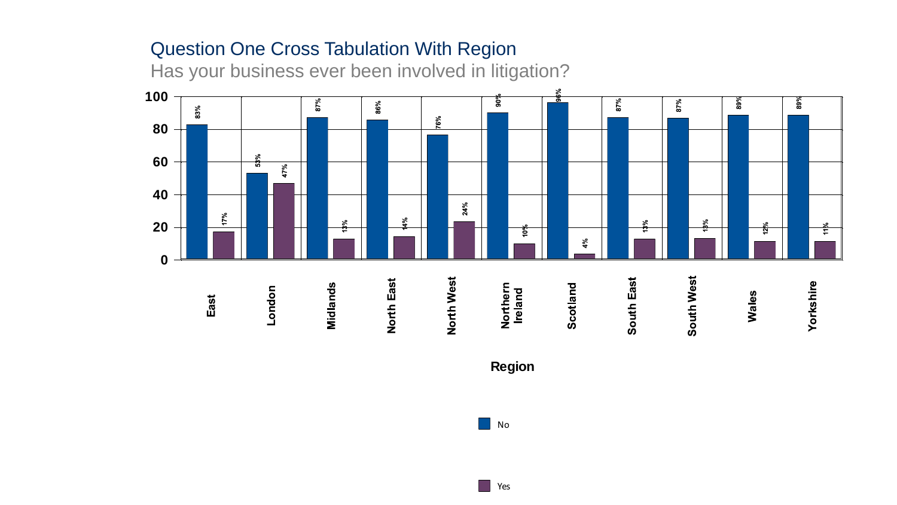## Question One Cross Tabulation With Region

Has your business ever been involved in litigation?

| Region | No | Yes |
| --- | --- | --- |
| East | 83% | 17% |
| London | 53% | 47% |
| Midlands | 87% | 13% |
| North East | 86% | 14% |
| North West | 76% | 24% |
| Northern Ireland | 90% | 10% |
| Scotland | 96% | 4% |
| South East | 87% | 13% |
| South West | 87% | 13% |
| Wales | 89% | 12% |
| Yorkshire | 89% | 11% |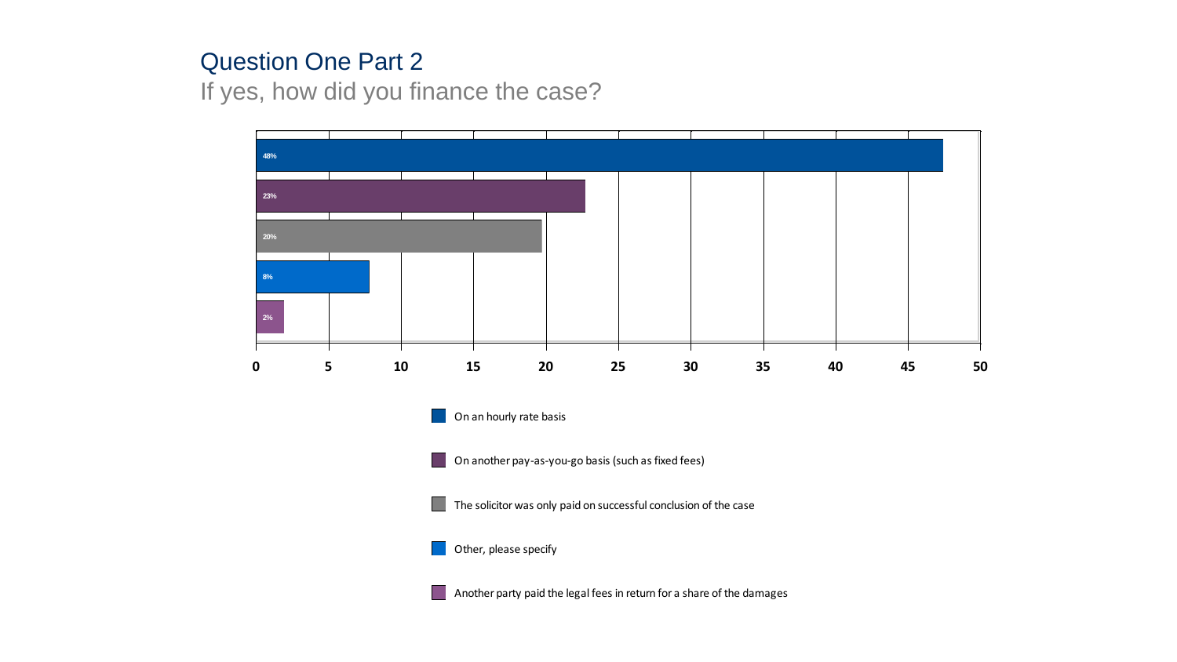## Question One Part 2

If yes, how did you finance the case?

| Response | Percentage |
|---|---|
| On an hourly rate basis | 48% |
| On another pay-as-you-go basis (such as fixed fees) | 23% |
| The solicitor was only paid on successful conclusion of the case | 20% |
| Other, please specify | 8% |
| Another party paid the legal fees in return for a share of the damages | 2% |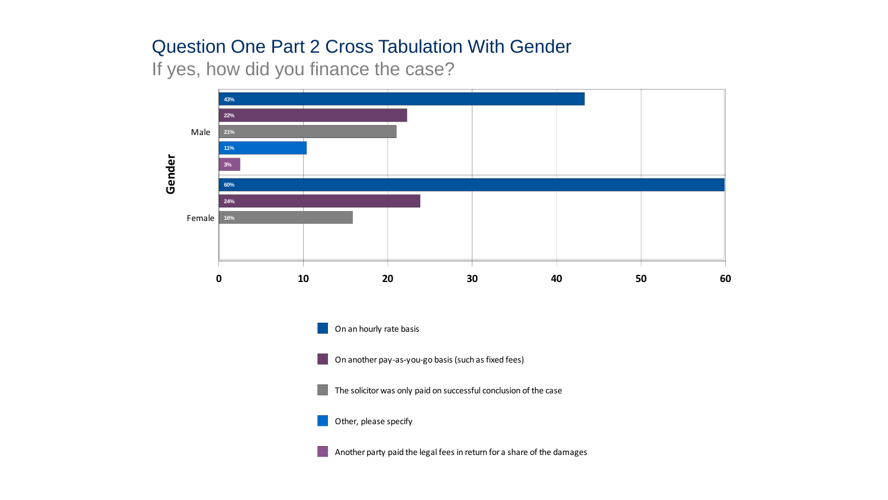# Question One Part 2 Cross Tabulation With Gender

If yes, how did you finance the case?

| Gender | On an hourly rate basis | On another pay-as-you-go basis (such as fixed fees) | The solicitor was only paid on successful conclusion of the case | Other, please specify | Another party paid the legal fees in return for a share of the damages |
|---|---|---|---|---|---|
| Male | 43% | 22% | 21% | 11% | 3% |
| Female | 60% | 24% | 16% | | |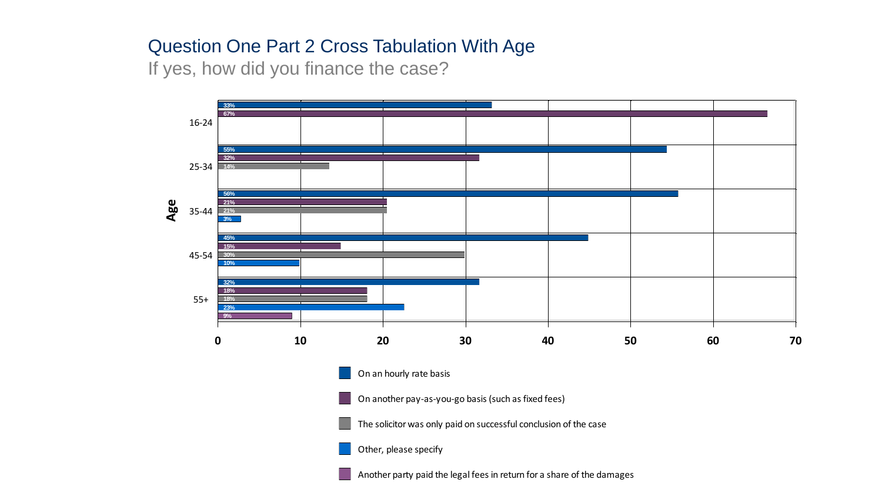# Question One Part 2 Cross Tabulation With Age

If yes, how did you finance the case?

| Age | On an hourly rate basis | On another pay-as-you-go basis (such as fixed fees) | The solicitor was only paid on successful conclusion of the case | Other, please specify | Another party paid the legal fees in return for a share of the damages |
| --- | --- | --- | --- | --- | --- |
| 16-24 | 33% | 67% | | | |
| 25-34 | 55% | 32% | 14% | | |
| 35-44 | 56% | 21% | 21% | 3% | |
| 45-54 | 45% | 15% | 30% | 10% | |
| 55+ | 32% | 18% | 18% | 23% | 9% |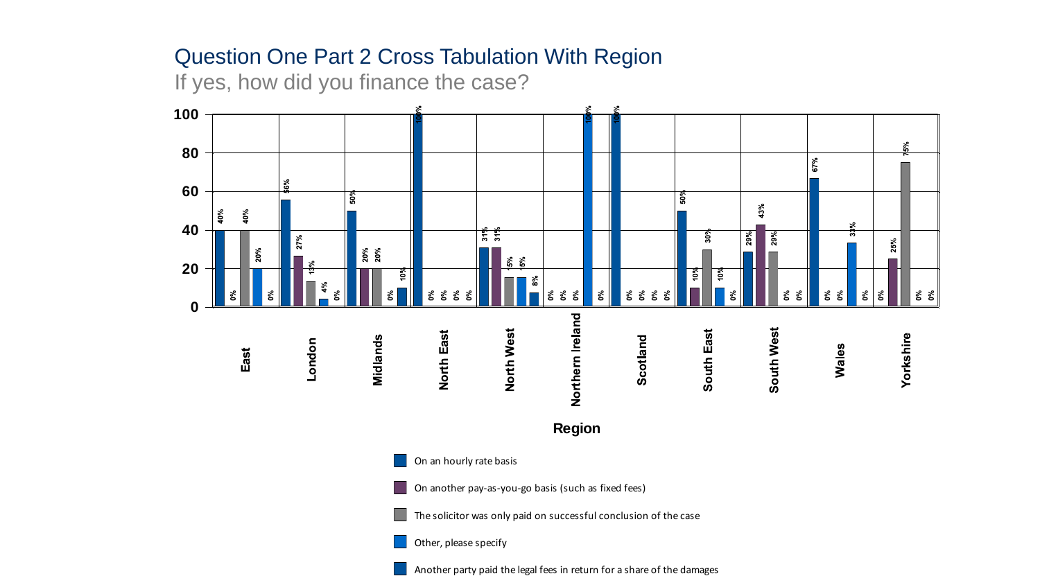# Question One Part 2 Cross Tabulation With Region

If yes, how did you finance the case?

| Region | On an hourly rate basis | On another pay-as-you-go basis (such as fixed fees) | The solicitor was only paid on successful conclusion of the case | Other, please specify | Another party paid the legal fees in return for a share of the damages |
|---|---|---|---|---|---|
| East | 40% | 0% | 40% | 20% | 0% |
| London | 56% | 27% | 13% | 4% | 0% |
| Midlands | 50% | 20% | 20% | 0% | 10% |
| North East | 100% | 0% | 0% | 0% | 0% |
| North West | 31% | 31% | 15% | 15% | 8% |
| Northern Ireland | 0% | 0% | 0% | 100% | 0% |
| Scotland | 100% | 0% | 0% | 0% | 0% |
| South East | 50% | 10% | 30% | 10% | 0% |
| South West | 29% | 43% | 29% | 0% | 0% |
| Wales | 67% | 0% | 0% | 33% | 0% |
| Yorkshire | 0% | 25% | 75% | 0% | 0% |

Region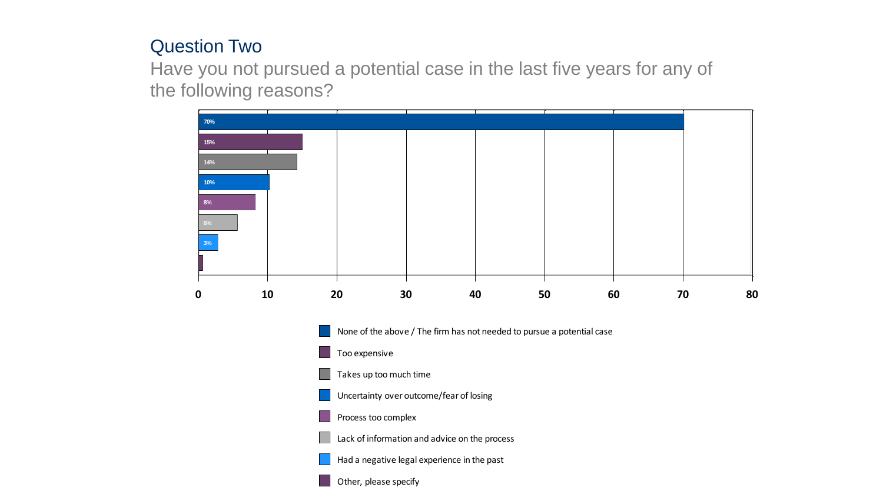## Question Two

Have you not pursued a potential case in the last five years for any of the following reasons?

| Reason | % |
|---|---|
| None of the above / The firm has not needed to pursue a potential case | 70% |
| Too expensive | 15% |
| Takes up too much time | 14% |
| Uncertainty over outcome/fear of losing | 10% |
| Process too complex | 8% |
| Lack of information and advice on the process | 6% |
| Had a negative legal experience in the past | 3% |
| Other, please specify | |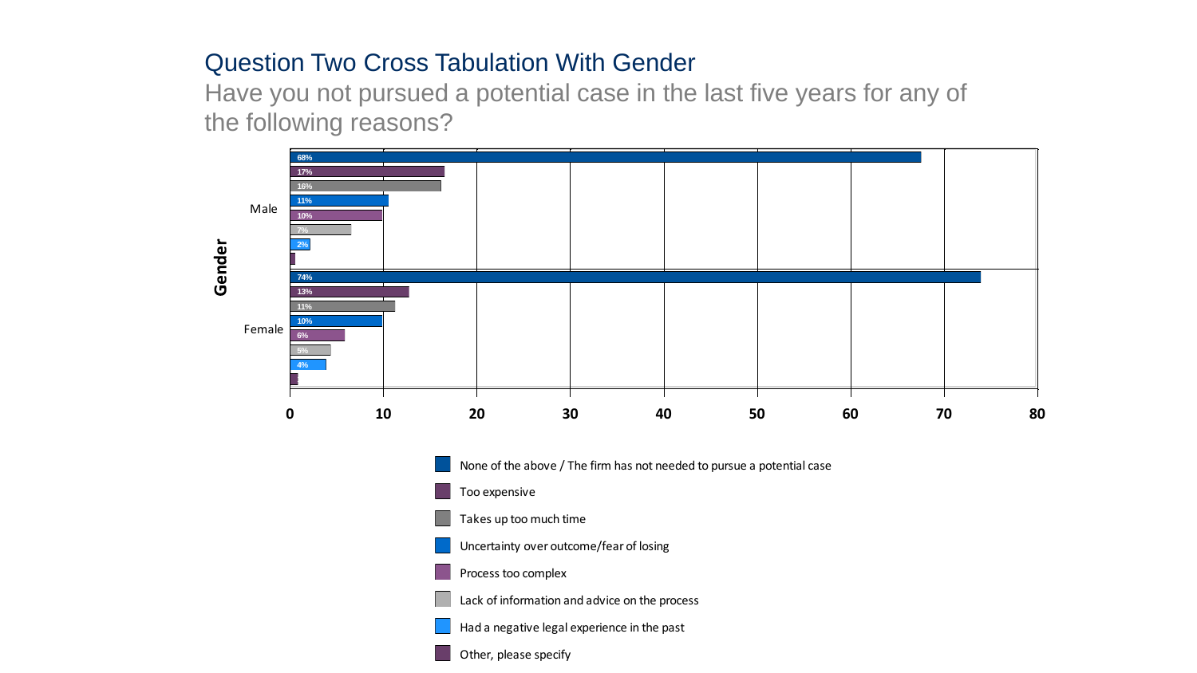# Question Two Cross Tabulation With Gender

Have you not pursued a potential case in the last five years for any of the following reasons?

| Gender | None of the above / The firm has not needed to pursue a potential case | Too expensive | Takes up too much time | Uncertainty over outcome/fear of losing | Process too complex | Lack of information and advice on the process | Had a negative legal experience in the past | Other, please specify |
|---|---|---|---|---|---|---|---|---|
| Male | 68% | 17% | 16% | 11% | 10% | 7% | 2% | |
| Female | 74% | 13% | 11% | 10% | 6% | 5% | 4% | |

Axis: 0, 10, 20, 30, 40, 50, 60, 70, 80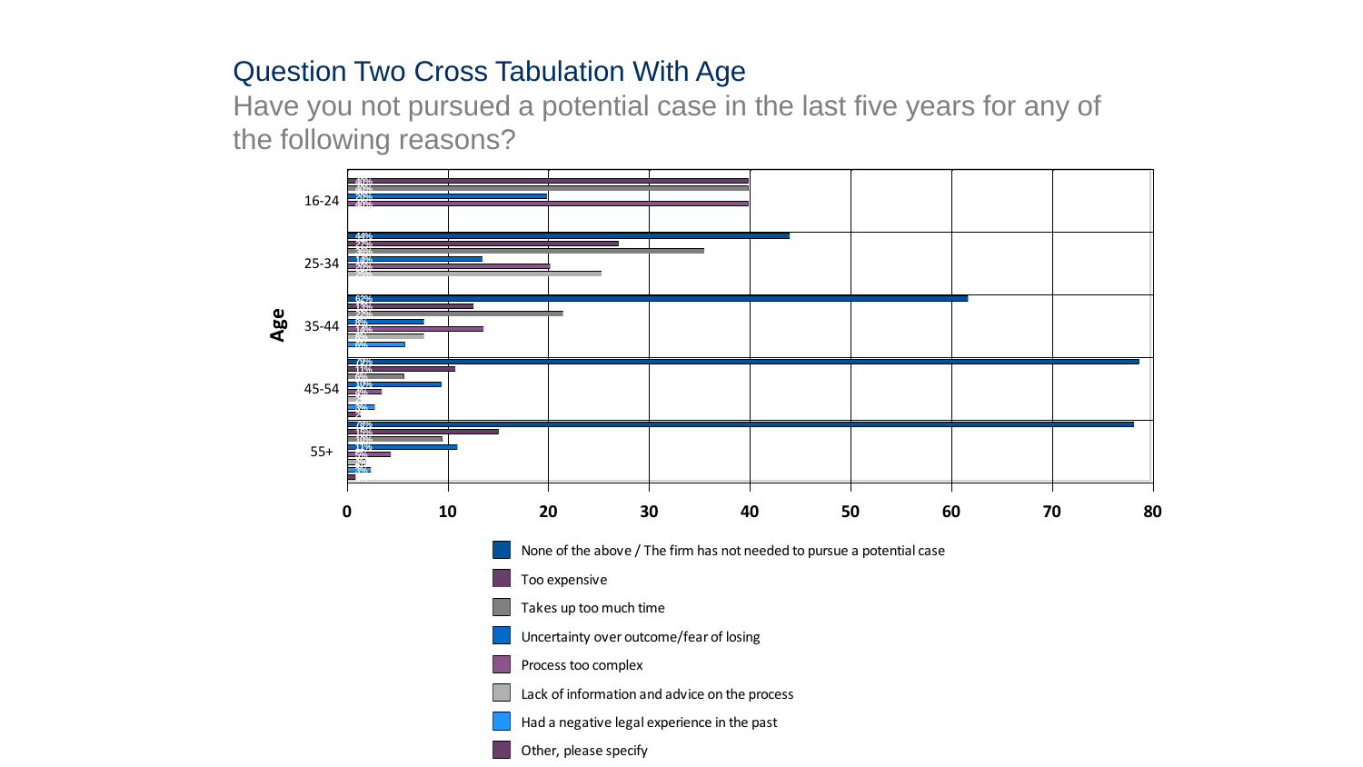## Question Two Cross Tabulation With Age

Have you not pursued a potential case in the last five years for any of the following reasons?

Age

16-24

25-34

35-44

45-54

55+

0 10 20 30 40 50 60 70 80

- None of the above / The firm has not needed to pursue a potential case
- Too expensive
- Takes up too much time
- Uncertainty over outcome/fear of losing
- Process too complex
- Lack of information and advice on the process
- Had a negative legal experience in the past
- Other, please specify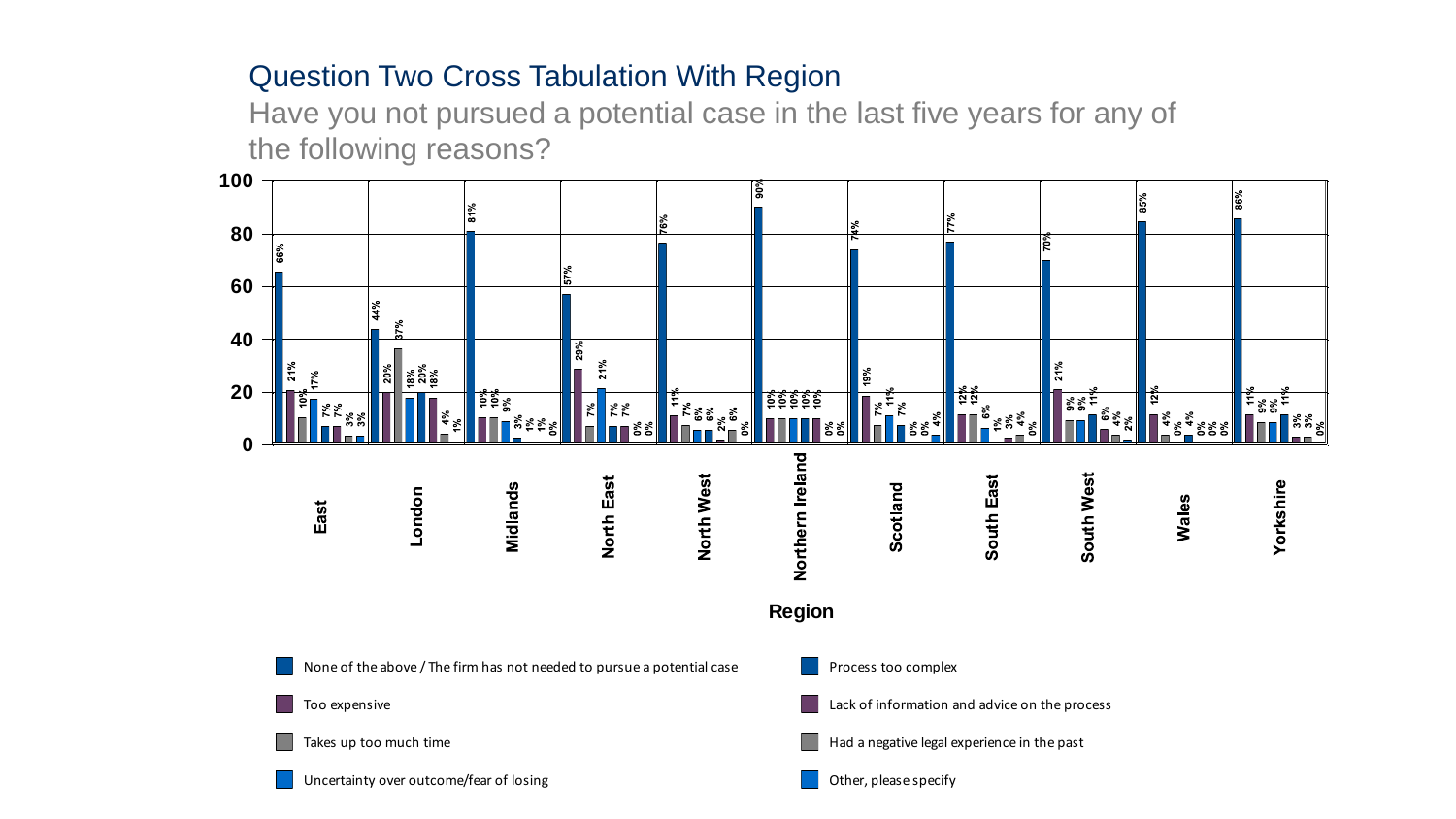## Question Two Cross Tabulation With Region

Have you not pursued a potential case in the last five years for any of the following reasons?

| Region | None of the above / The firm has not needed to pursue a potential case | Too expensive | Takes up too much time | Uncertainty over outcome/fear of losing | Process too complex | Lack of information and advice on the process | Had a negative legal experience in the past | Other, please specify |
|---|---|---|---|---|---|---|---|---|
| East | 66% | 21% | 10% | 17% | 7% | 7% | 3% | 3% |
| London | 44% | 20% | 37% | 18% | 20% | 18% | 4% | 1% |
| Midlands | 81% | 10% | 10% | 9% | 3% | 1% | 1% | 0% |
| North East | 57% | 29% | 7% | 21% | 7% | 7% | 0% | 0% |
| North West | 76% | 11% | 7% | 6% | 6% | 2% | 6% | 0% |
| Northern Ireland | 90% | 10% | 10% | 10% | 10% | 10% | 0% | 0% |
| Scotland | 74% | 19% | 7% | 11% | 7% | 0% | 0% | 4% |
| South East | 77% | 12% | 12% | 6% | 1% | 3% | 4% | 0% |
| South West | 70% | 21% | 9% | 9% | 11% | 6% | 4% | 2% |
| Wales | 85% | 12% | 4% | 0% | 4% | 0% | 0% | 0% |
| Yorkshire | 86% | 11% | 9% | 9% | 11% | 3% | 3% | 0% |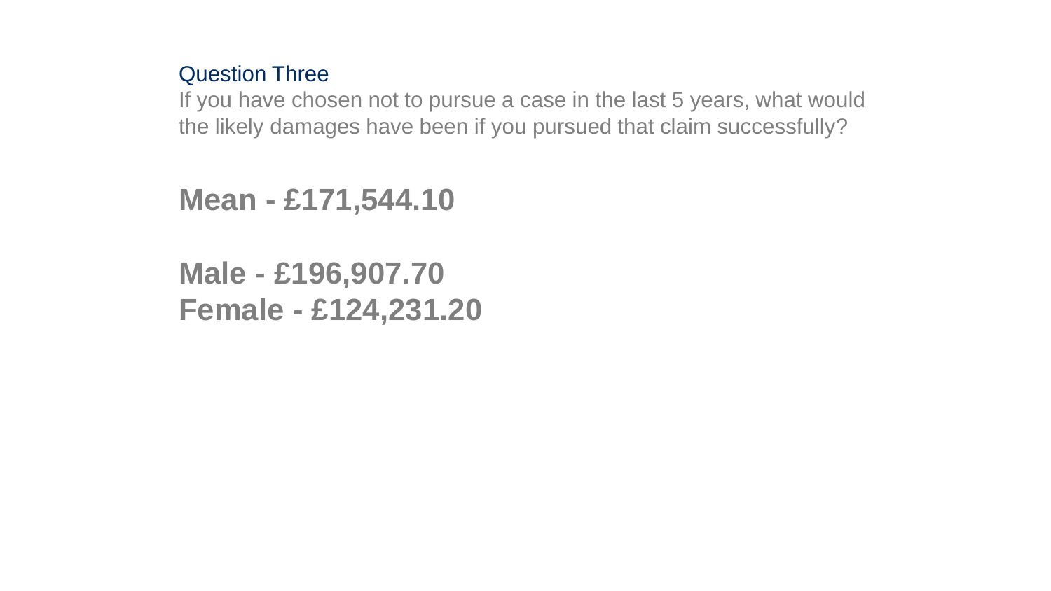## Question Three

If you have chosen not to pursue a case in the last 5 years, what would the likely damages have been if you pursued that claim successfully?

**Mean - £171,544.10**

**Male - £196,907.70**
**Female - £124,231.20**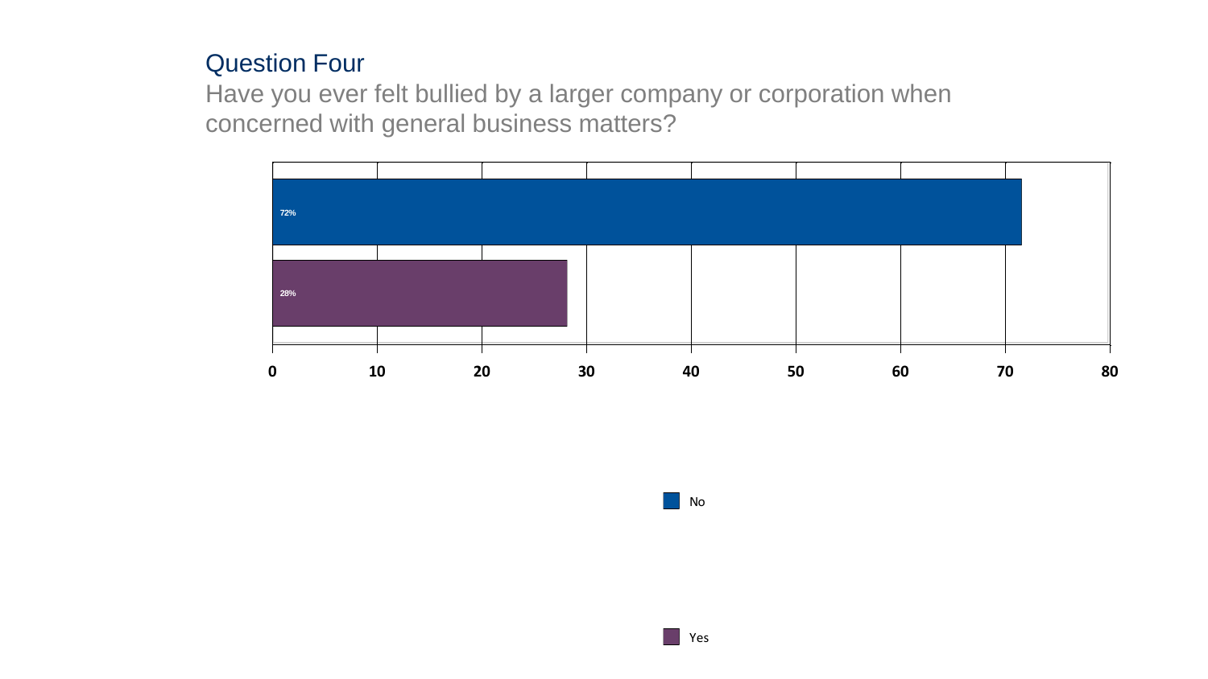## Question Four

Have you ever felt bullied by a larger company or corporation when concerned with general business matters?

| Response | Percentage |
| --- | --- |
| No | 72% |
| Yes | 28% |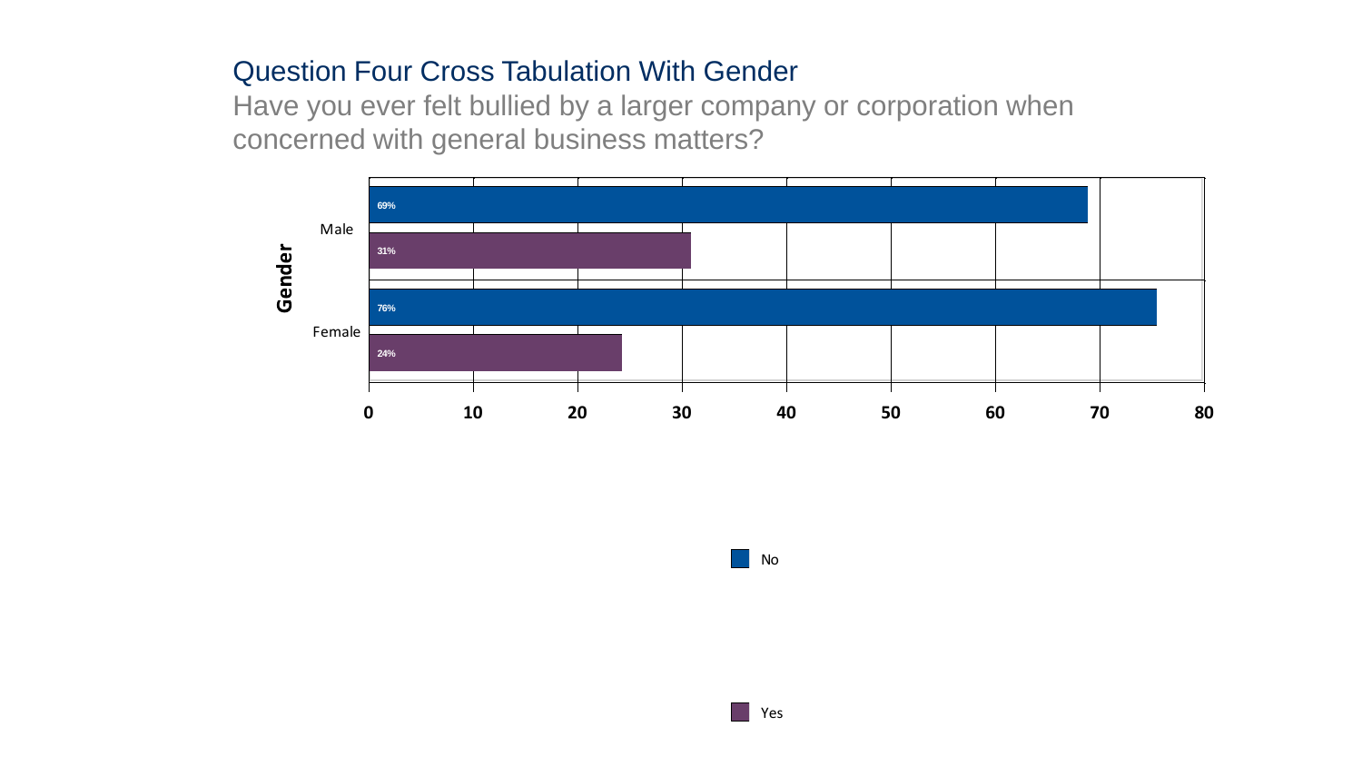# Question Four Cross Tabulation With Gender

Have you ever felt bullied by a larger company or corporation when concerned with general business matters?

| Gender | No | Yes |
|---|---|---|
| Male | 69% | 31% |
| Female | 76% | 24% |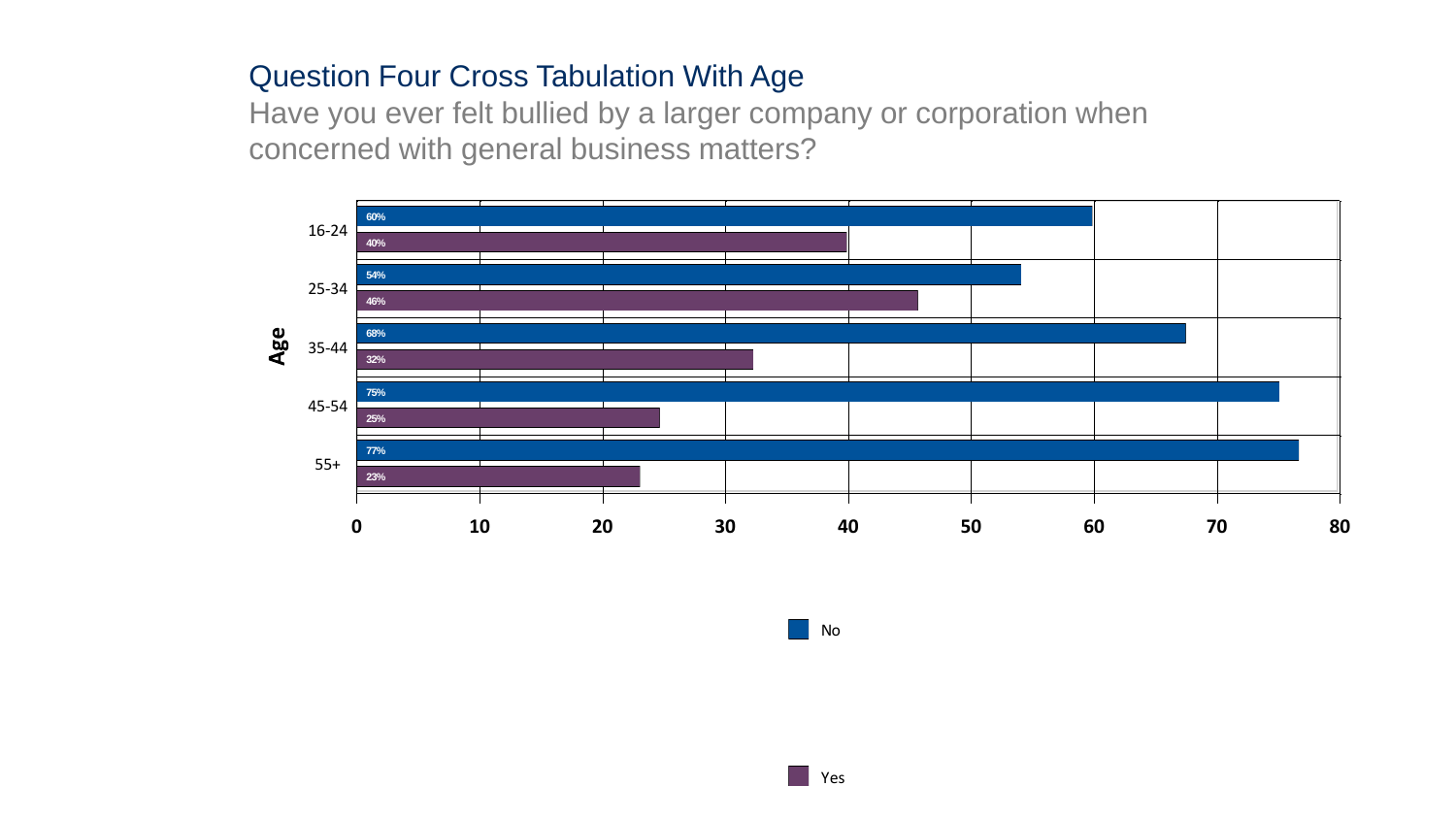# Question Four Cross Tabulation With Age

Have you ever felt bullied by a larger company or corporation when concerned with general business matters?

| Age | No | Yes |
|---|---|---|
| 16-24 | 60% | 40% |
| 25-34 | 54% | 46% |
| 35-44 | 68% | 32% |
| 45-54 | 75% | 25% |
| 55+ | 77% | 23% |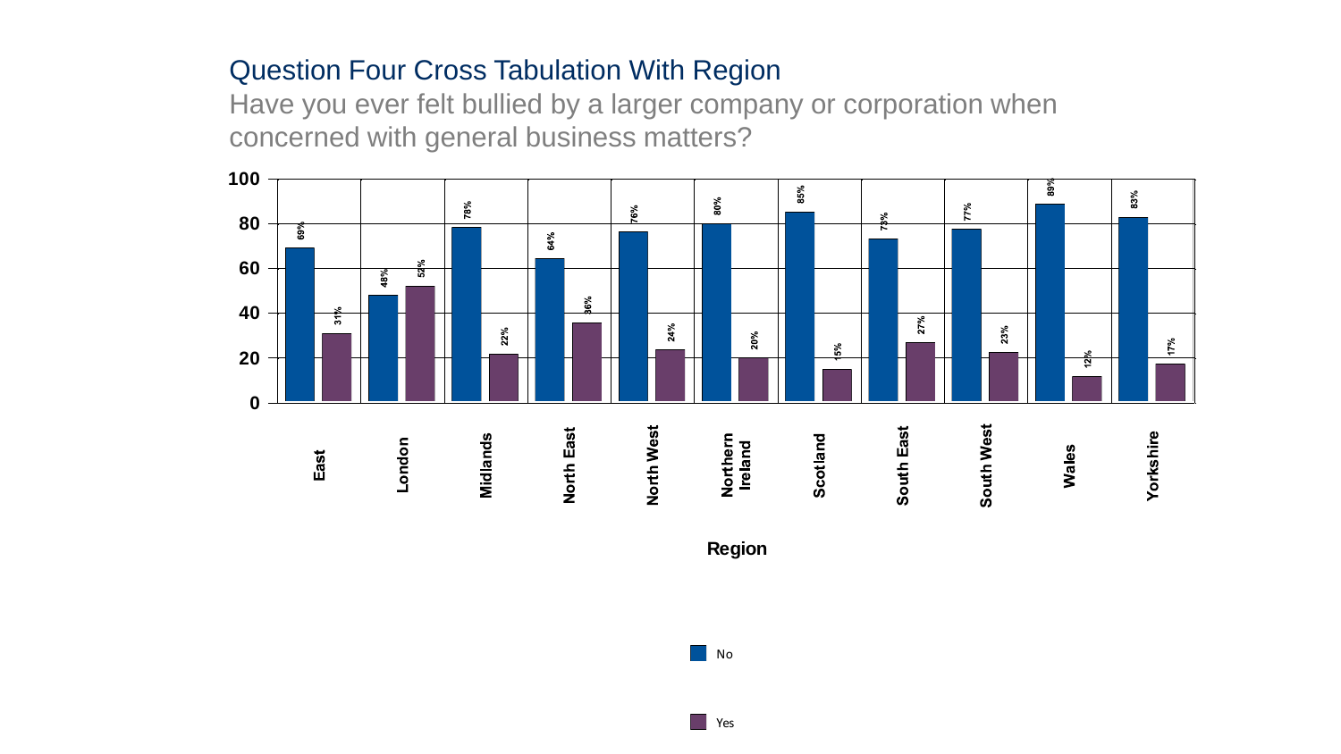## Question Four Cross Tabulation With Region

Have you ever felt bullied by a larger company or corporation when concerned with general business matters?

| Region | No | Yes |
|---|---|---|
| East | 69% | 31% |
| London | 48% | 52% |
| Midlands | 78% | 22% |
| North East | 64% | 36% |
| North West | 76% | 24% |
| Northern Ireland | 80% | 20% |
| Scotland | 85% | 15% |
| South East | 73% | 27% |
| South West | 77% | 23% |
| Wales | 89% | 12% |
| Yorkshire | 83% | 17% |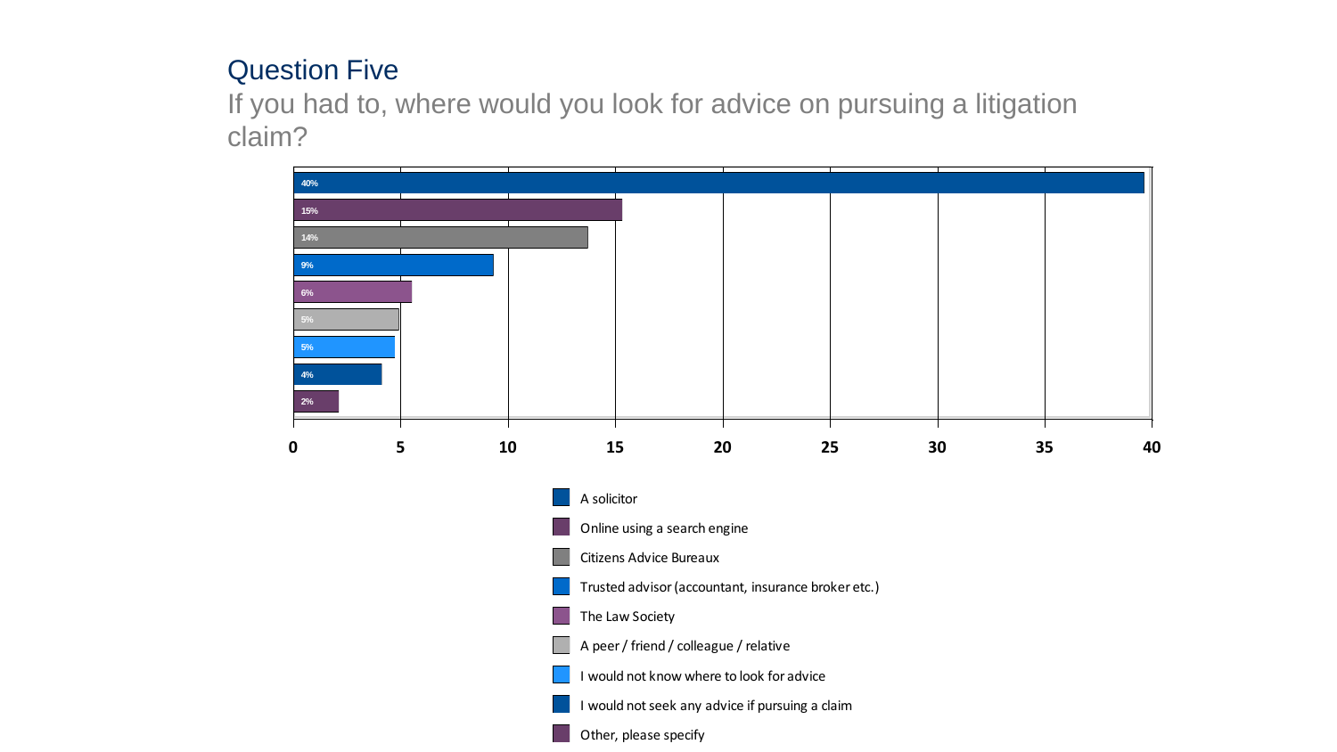## Question Five

If you had to, where would you look for advice on pursuing a litigation claim?

| Response | % |
| --- | --- |
| A solicitor | 40% |
| Online using a search engine | 15% |
| Citizens Advice Bureaux | 14% |
| Trusted advisor (accountant, insurance broker etc.) | 9% |
| The Law Society | 6% |
| A peer / friend / colleague / relative | 5% |
| I would not know where to look for advice | 5% |
| I would not seek any advice if pursuing a claim | 4% |
| Other, please specify | 2% |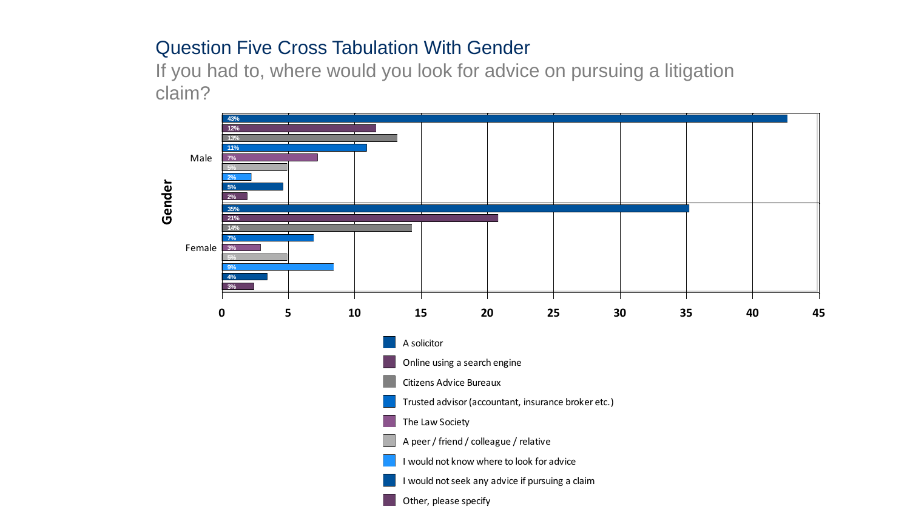# Question Five Cross Tabulation With Gender

If you had to, where would you look for advice on pursuing a litigation claim?

| Gender | A solicitor | Online using a search engine | Citizens Advice Bureaux | Trusted advisor (accountant, insurance broker etc.) | The Law Society | A peer / friend / colleague / relative | I would not know where to look for advice | I would not seek any advice if pursuing a claim | Other, please specify |
|---|---|---|---|---|---|---|---|---|---|
| Male | 43% | 12% | 13% | 11% | 7% | 5% | 2% | 5% | 2% |
| Female | 35% | 21% | 14% | 7% | 3% | 5% | 9% | 4% | 3% |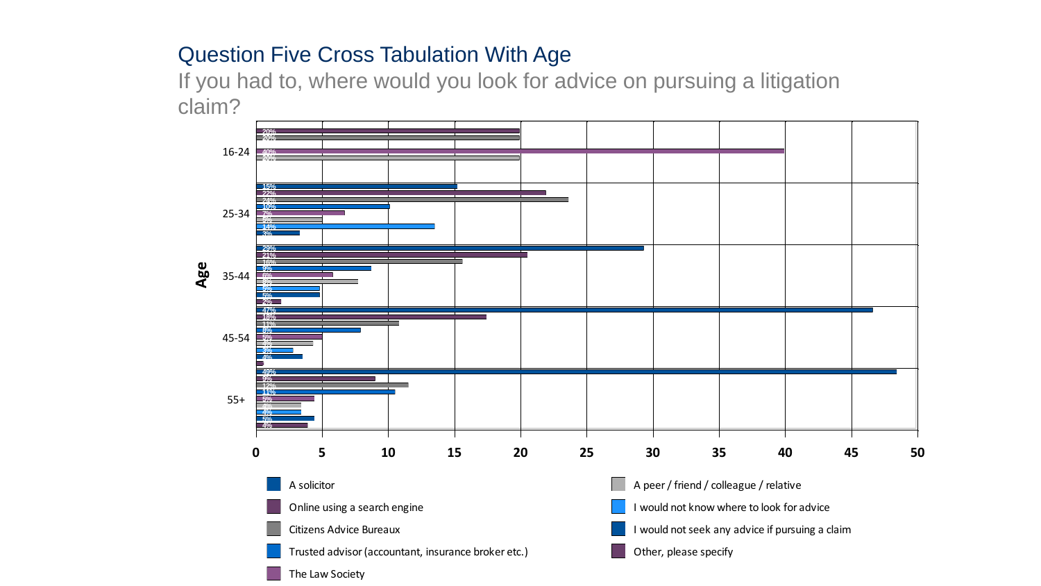# Question Five Cross Tabulation With Age

If you had to, where would you look for advice on pursuing a litigation claim?

| Age | A solicitor | Online using a search engine | Citizens Advice Bureaux | Trusted advisor (accountant, insurance broker etc.) | The Law Society | A peer / friend / colleague / relative | I would not know where to look for advice | I would not seek any advice if pursuing a claim | Other, please specify |
|---|---|---|---|---|---|---|---|---|---|
| 16-24 | | 20% | 20% | | 40% | 20% | | | |
| 25-34 | 15% | 22% | 24% | 10% | 7% | 5% | 14% | 3% | |
| 35-44 | 29% | 21% | 16% | 9% | 6% | 8% | 5% | 5% | 2% |
| 45-54 | 47% | 18% | 11% | 8% | 5% | 4% | 3% | 4% | |
| 55+ | 49% | 9% | 12% | 11% | 5% | 4% | 4% | 5% | 4% |

Age

0 5 10 15 20 25 30 35 40 45 50

- A solicitor
- Online using a search engine
- Citizens Advice Bureaux
- Trusted advisor (accountant, insurance broker etc.)
- The Law Society
- A peer / friend / colleague / relative
- I would not know where to look for advice
- I would not seek any advice if pursuing a claim
- Other, please specify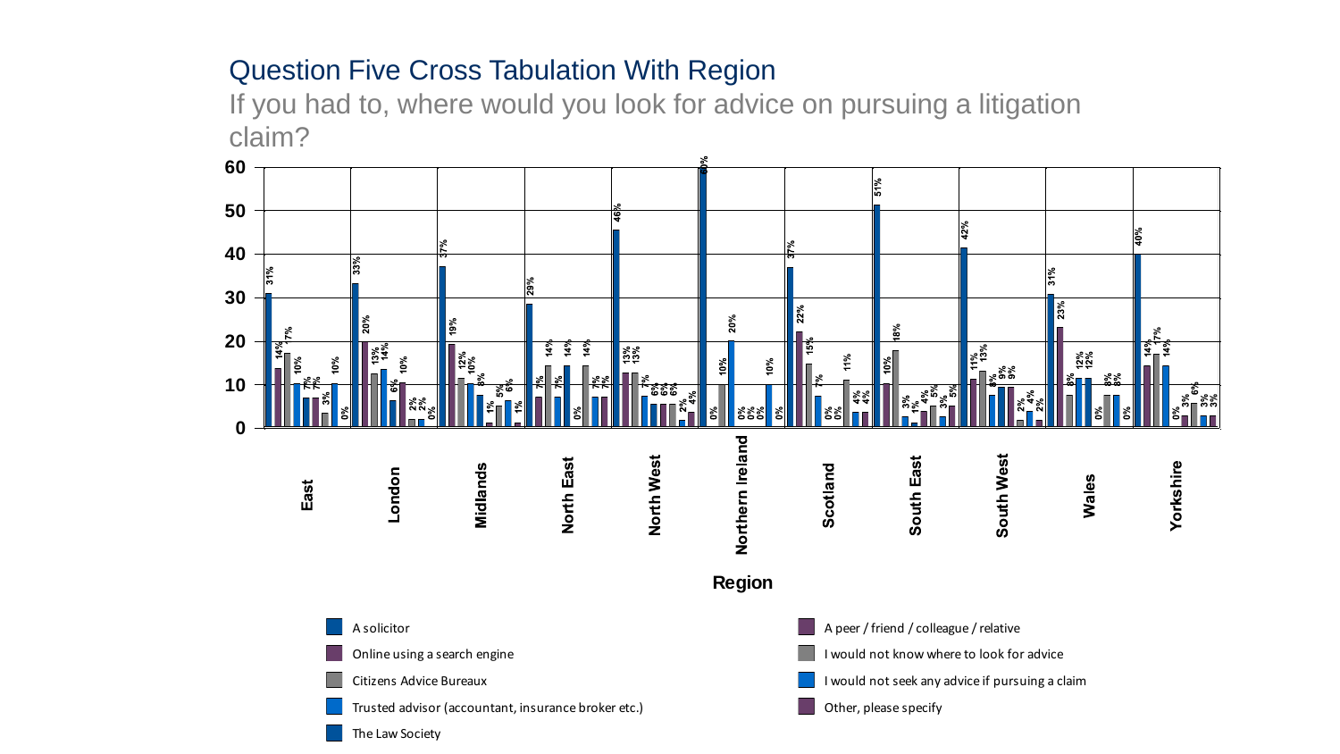## Question Five Cross Tabulation With Region

If you had to, where would you look for advice on pursuing a litigation claim?

| Region | A solicitor | Online using a search engine | Citizens Advice Bureaux | Trusted advisor (accountant, insurance broker etc.) | The Law Society | A peer / friend / colleague / relative | I would not know where to look for advice | I would not seek any advice if pursuing a claim | Other, please specify |
|---|---|---|---|---|---|---|---|---|---|
| East | 31% | 14% | 17% | 10% | 7% | 7% | 3% | 10% | 0% |
| London | 33% | 20% | 13% | 14% | 6% | 10% | 2% | 2% | 0% |
| Midlands | 37% | 19% | 12% | 10% | 8% | 1% | 5% | 6% | 1% |
| North East | 29% | 7% | 14% | 7% | 14% | 0% | 14% | 7% | 7% |
| North West | 46% | 13% | 13% | 7% | 6% | 6% | 6% | 2% | 4% |
| Northern Ireland | 60% | 0% | 10% | 20% | 0% | 0% | 0% | 10% | 0% |
| Scotland | 37% | 22% | 15% | 7% | 0% | 0% | 11% | 4% | 4% |
| South East | 51% | 10% | 18% | 3% | 1% | 4% | 5% | 3% | 5% |
| South West | 42% | 11% | 13% | 8% | 9% | 9% | 2% | 4% | 2% |
| Wales | 31% | 23% | 8% | 12% | 12% | 0% | 8% | 8% | 0% |
| Yorkshire | 40% | 14% | 17% | 14% | 0% | 3% | 6% | 3% | 3% |

Region

- A solicitor
- Online using a search engine
- Citizens Advice Bureaux
- Trusted advisor (accountant, insurance broker etc.)
- The Law Society
- A peer / friend / colleague / relative
- I would not know where to look for advice
- I would not seek any advice if pursuing a claim
- Other, please specify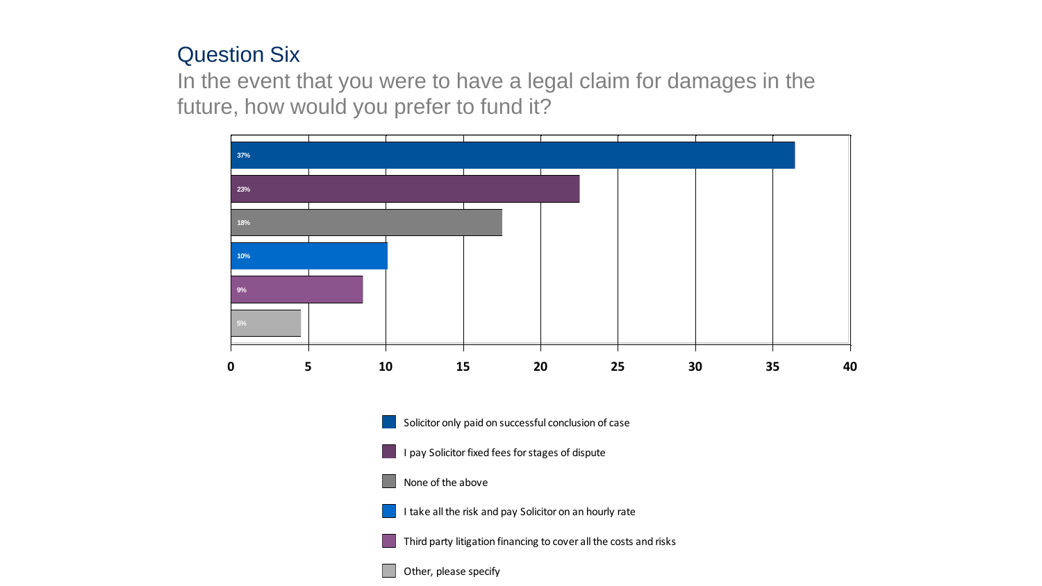## Question Six

In the event that you were to have a legal claim for damages in the future, how would you prefer to fund it?

| Response | Percentage |
|---|---|
| Solicitor only paid on successful conclusion of case | 37% |
| I pay Solicitor fixed fees for stages of dispute | 23% |
| None of the above | 18% |
| I take all the risk and pay Solicitor on an hourly rate | 10% |
| Third party litigation financing to cover all the costs and risks | 9% |
| Other, please specify | 5% |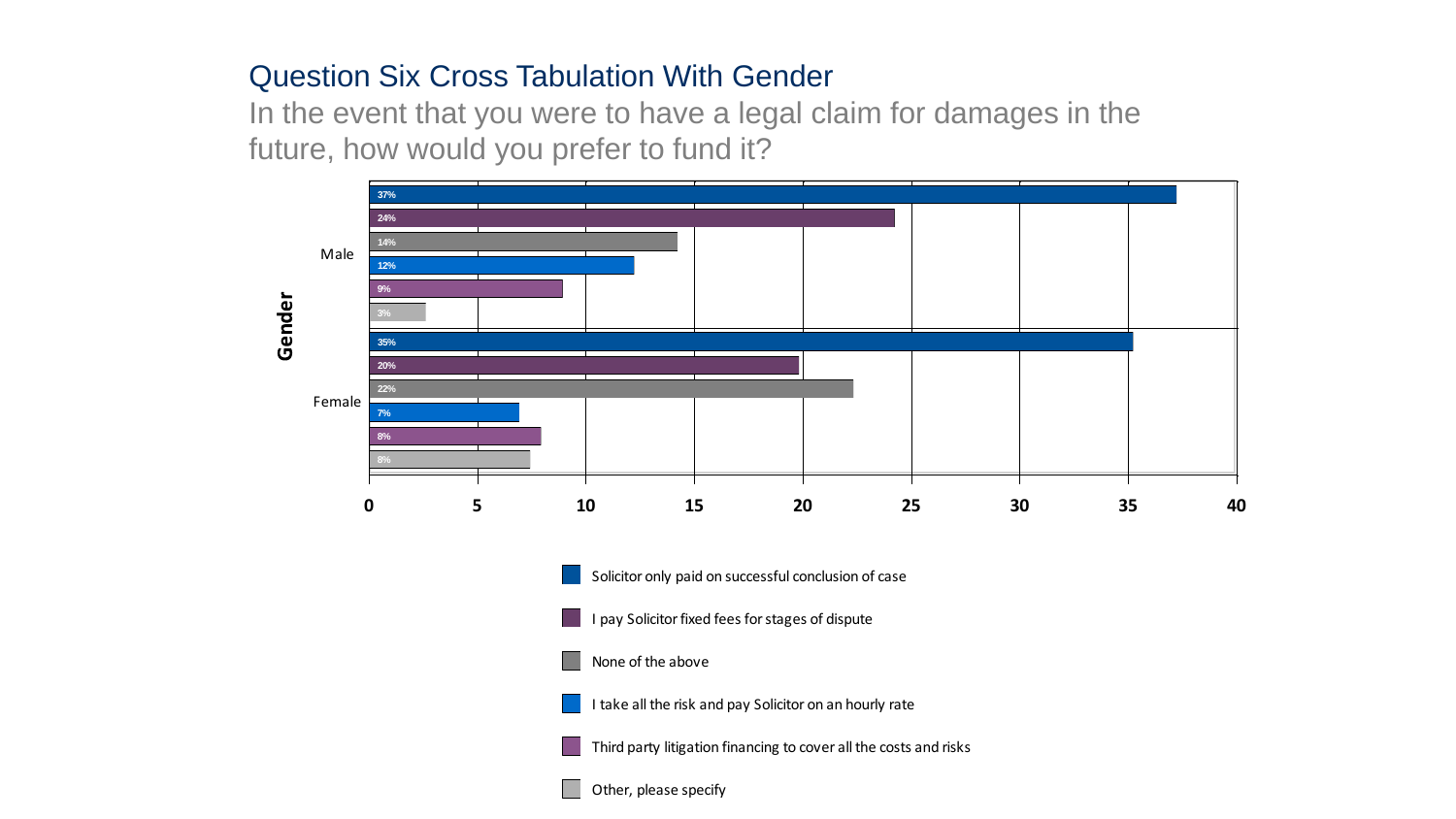## Question Six Cross Tabulation With Gender

In the event that you were to have a legal claim for damages in the future, how would you prefer to fund it?

| Gender | Solicitor only paid on successful conclusion of case | I pay Solicitor fixed fees for stages of dispute | None of the above | I take all the risk and pay Solicitor on an hourly rate | Third party litigation financing to cover all the costs and risks | Other, please specify |
|---|---|---|---|---|---|---|
| Male | 37% | 24% | 14% | 12% | 9% | 3% |
| Female | 35% | 20% | 22% | 7% | 8% | 8% |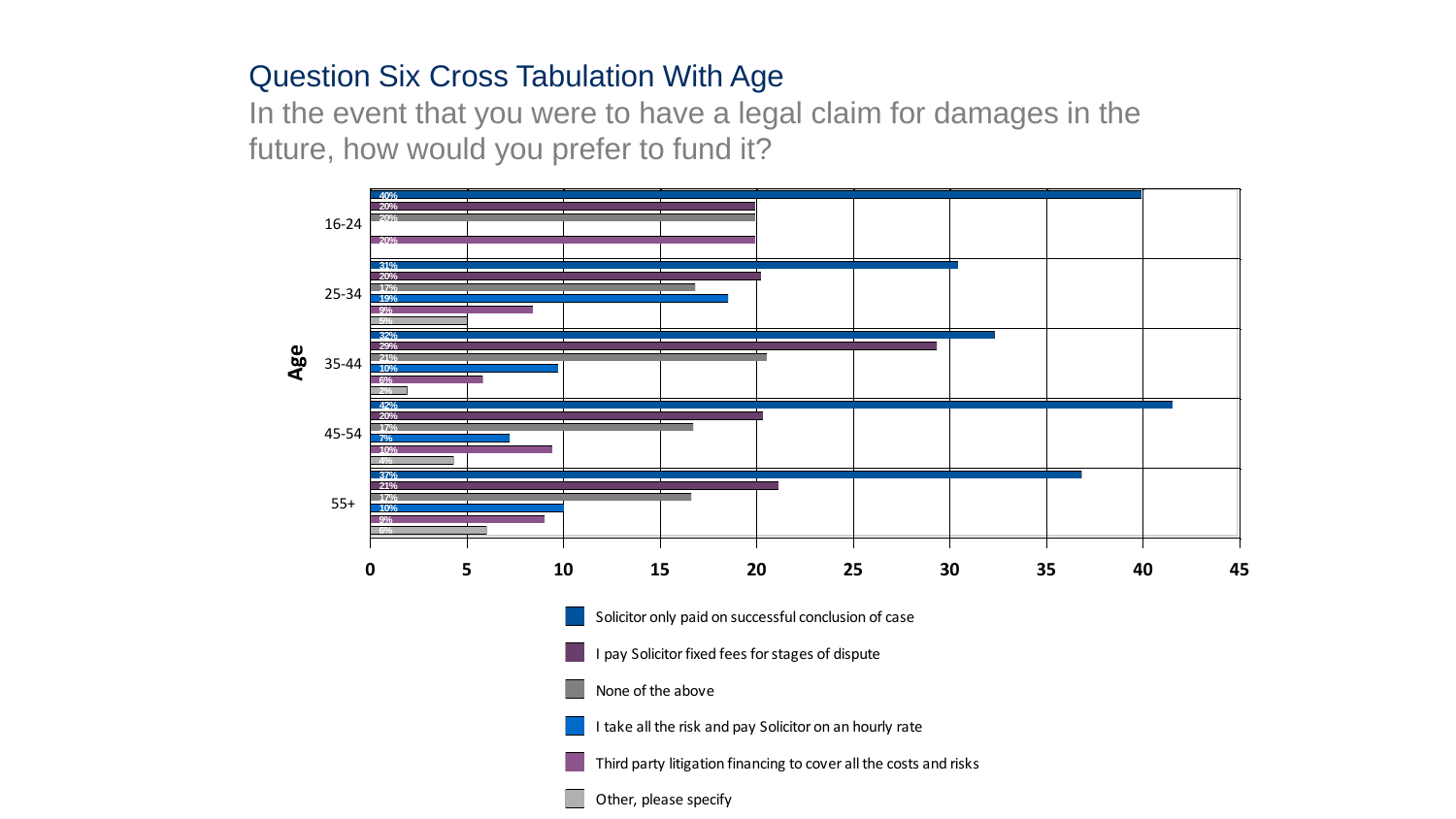# Question Six Cross Tabulation With Age

In the event that you were to have a legal claim for damages in the future, how would you prefer to fund it?

| Age | Solicitor only paid on successful conclusion of case | I pay Solicitor fixed fees for stages of dispute | None of the above | I take all the risk and pay Solicitor on an hourly rate | Third party litigation financing to cover all the costs and risks | Other, please specify |
|---|---|---|---|---|---|---|
| 16-24 | 40% | 20% | 20% | | 20% | |
| 25-34 | 31% | 20% | 17% | 19% | 9% | 5% |
| 35-44 | 32% | 29% | 21% | 10% | 6% | 2% |
| 45-54 | 42% | 20% | 17% | 7% | 10% | 4% |
| 55+ | 37% | 21% | 17% | 10% | 9% | 6% |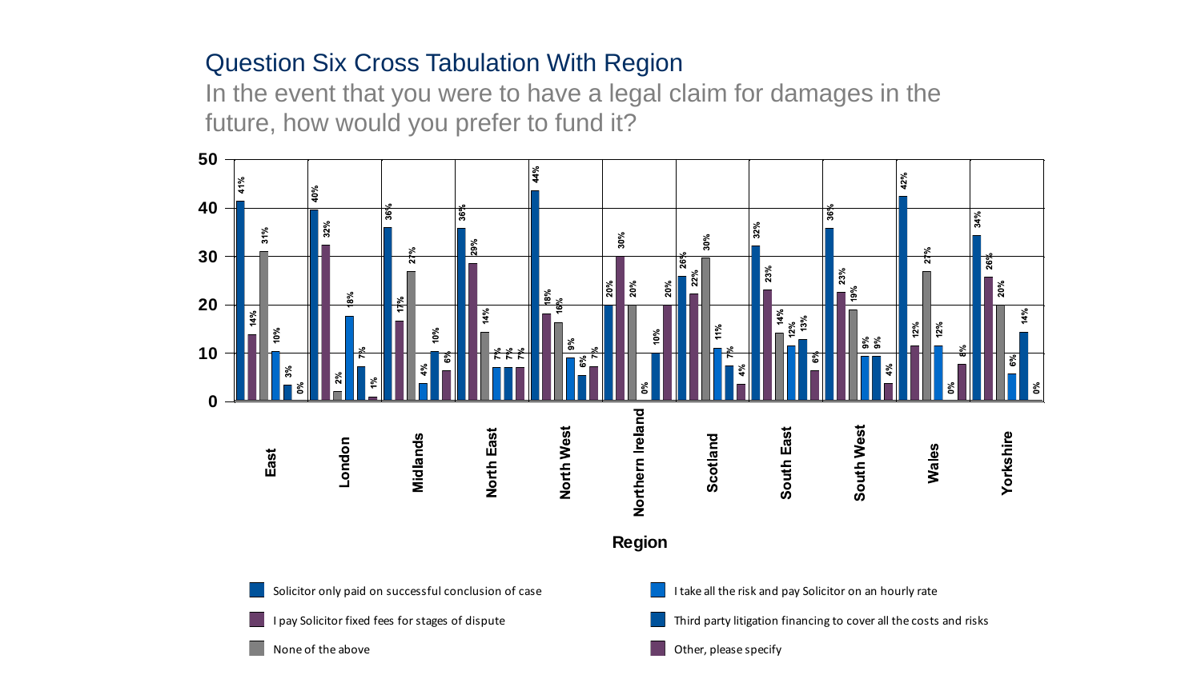# Question Six Cross Tabulation With Region

In the event that you were to have a legal claim for damages in the future, how would you prefer to fund it?

50
40
30
20
10
0

East: 41%, 14%, 31%, 10%, 3%, 0%

London: 40%, 32%, 2%, 18%, 7%, 1%

Midlands: 36%, 17%, 27%, 4%, 10%, 6%

North East: 36%, 29%, 14%, 7%, 7%, 7%

North West: 44%, 18%, 16%, 9%, 6%, 7%

Northern Ireland: 20%, 30%, 20%, 0%, 10%, 20%

Scotland: 26%, 22%, 30%, 11%, 7%, 4%

South East: 32%, 23%, 14%, 12%, 13%, 6%

South West: 36%, 23%, 19%, 9%, 9%, 4%

Wales: 42%, 12%, 27%, 12%, 0%, 8%

Yorkshire: 34%, 26%, 20%, 6%, 14%, 0%

Region

Solicitor only paid on successful conclusion of case

I pay Solicitor fixed fees for stages of dispute

None of the above

I take all the risk and pay Solicitor on an hourly rate

Third party litigation financing to cover all the costs and risks

Other, please specify